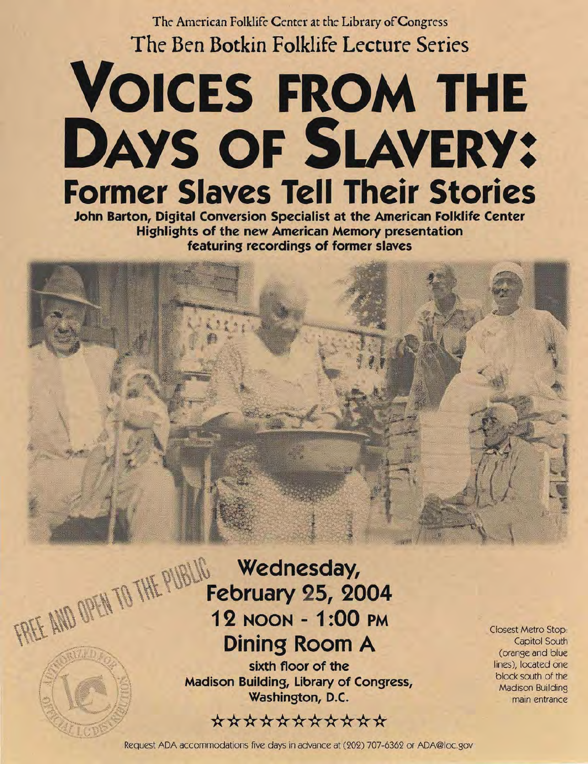The American Folklife Center at the Library of Congress

The Ben Botkin Folklife Lecture Series

# Voices from the Days of Slavery:

## Former Slaves Tell Their Stories

**John Barton, Digital Conversion Specialist at the American Folklife Center**

**Highlights of the new American Memory presentation featuring recordings of former slaves**

FREE AND OPEN TO THE PUBLIC

## Wednesday, February 25, 2004

## 12 noon - 1:00 pm

## Dining Room A

**sixth floor of the Madison Building, Library of Congress, Washington, D.C.**

Closest Metro Stop: Capitol South (orange and blue lines), located one block south of the Madison Building main entrance

★★★★★★★★★★★

Request ADA accommodations five days in advance at (202) 707-6362 or ADA@loc.gov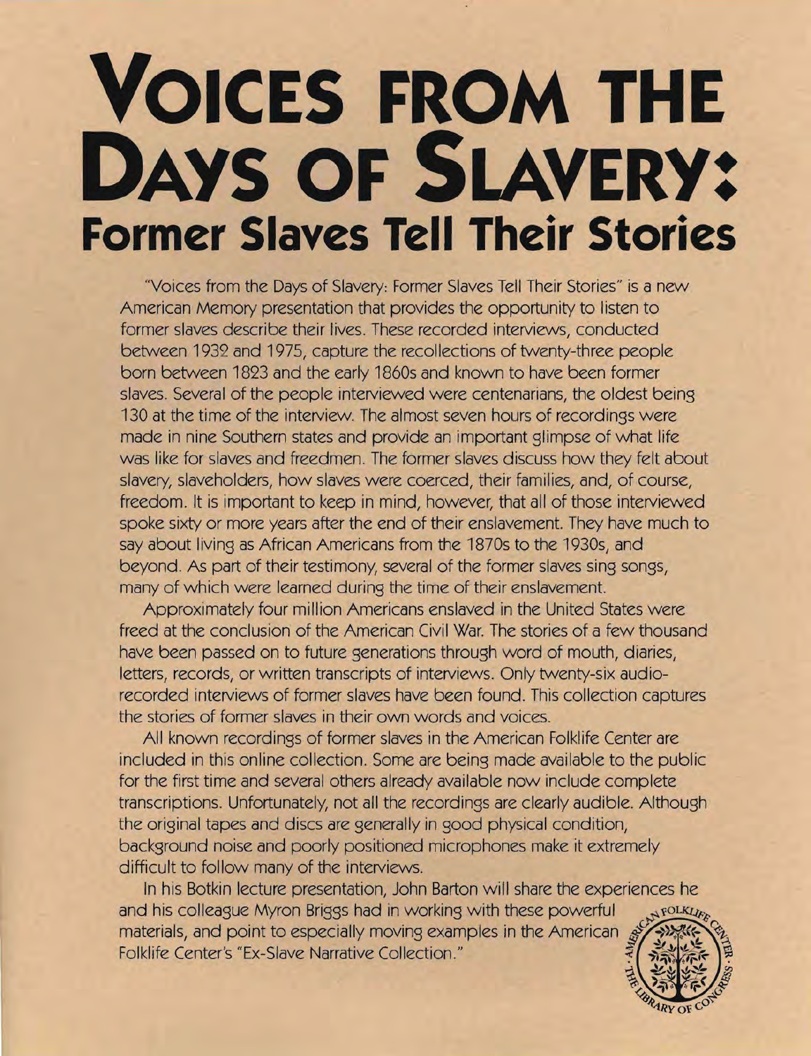# VOICES FROM THE DAYS OF SLAVERY:

## Former Slaves Tell Their Stories

"Voices from the Days of Slavery: Former Slaves Tell Their Stories" is a new American Memory presentation that provides the opportunity to listen to former slaves describe their lives. These recorded interviews, conducted between 1932 and 1975, capture the recollections of twenty-three people born between 1823 and the early 1860s and known to have been former slaves. Several of the people interviewed were centenarians, the oldest being 130 at the time of the interview. The almost seven hours of recordings were made in nine Southern states and provide an important glimpse of what life was like for slaves and freedmen. The former slaves discuss how they felt about slavery, slaveholders, how slaves were coerced, their families, and, of course, freedom. It is important to keep in mind, however, that all of those interviewed spoke sixty or more years after the end of their enslavement. They have much to say about living as African Americans from the 1870s to the 1930s, and beyond. As part of their testimony, several of the former slaves sing songs, many of which were learned during the time of their enslavement.

Approximately four million Americans enslaved in the United States were freed at the conclusion of the American Civil War. The stories of a few thousand have been passed on to future generations through word of mouth, diaries, letters, records, or written transcripts of interviews. Only twenty-six audio-recorded interviews of former slaves have been found. This collection captures the stories of former slaves in their own words and voices.

All known recordings of former slaves in the American Folklife Center are included in this online collection. Some are being made available to the public for the first time and several others already available now include complete transcriptions. Unfortunately, not all the recordings are clearly audible. Although the original tapes and discs are generally in good physical condition, background noise and poorly positioned microphones make it extremely difficult to follow many of the interviews.

In his Botkin lecture presentation, John Barton will share the experiences he and his colleague Myron Briggs had in working with these powerful materials, and point to especially moving examples in the American Folklife Center's "Ex-Slave Narrative Collection."